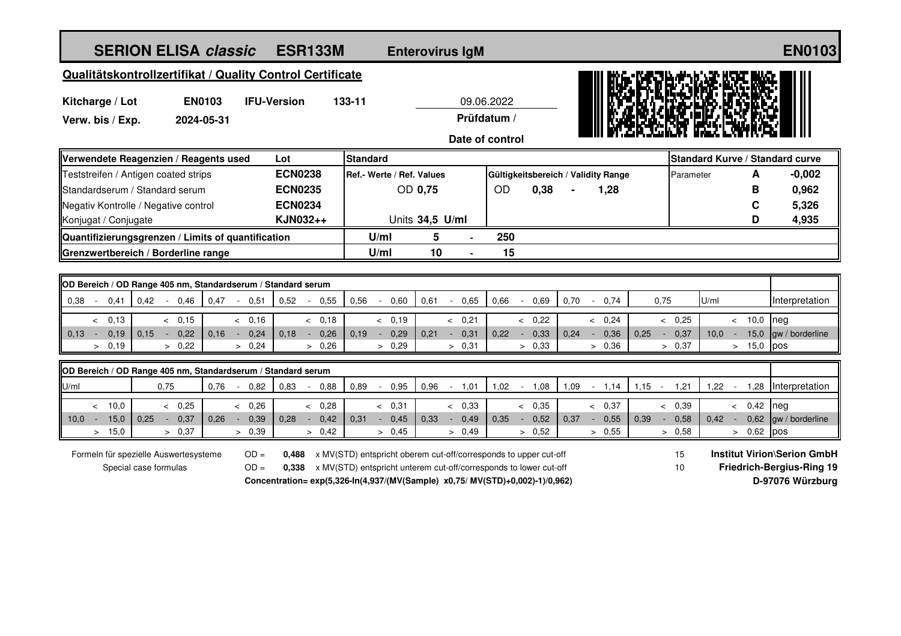# SERION ELISA *classic* ESR133M Enterovirus IgM EN0103

## Qualitätskontrollzertifikat / Quality Control Certificate

| | | | |
|---|---|---|---|
| **Kitcharge / Lot** | **EN0103** | **IFU-Version** | **133-11** |
| **Verw. bis / Exp.** | **2024-05-31** | | |

09.06.2022
**Prüfdatum / Date of control**

| Verwendete Reagenzien / Reagents used | Lot | Standard | | | Standard Kurve / Standard curve | | |
|---|---|---|---|---|---|---|---|
| Teststreifen / Antigen coated strips | **ECN0238** | **Ref.- Werte / Ref. Values** | **Gültigkeitsbereich / Validity Range** | | Parameter | **A** | **-0,002** |
| Standardserum / Standard serum | **ECN0235** | OD **0,75** | OD **0,38** - **1,28** | | | **B** | **0,962** |
| Negativ Kontrolle / Negative control | **ECN0234** | | | | | **C** | **5,326** |
| Konjugat / Conjugate | **KJN032++** | Units **34,5 U/ml** | | | | **D** | **4,935** |
| **Quantifizierungsgrenzen / Limits of quantification** | | **U/ml** | **5 - 250** | | | | |
| **Grenzwertbereich / Borderline range** | | **U/ml** | **10 - 15** | | | | |

**OD Bereich / OD Range 405 nm, Standardserum / Standard serum**

| 0,38 - 0,41 | 0,42 - 0,46 | 0,47 - 0,51 | 0,52 - 0,55 | 0,56 - 0,60 | 0,61 - 0,65 | 0,66 - 0,69 | 0,70 - 0,74 | 0,75 | U/ml | Interpretation |
|---|---|---|---|---|---|---|---|---|---|---|
| < 0,13 | < 0,15 | < 0,16 | < 0,18 | < 0,19 | < 0,21 | < 0,22 | < 0,24 | < 0,25 | < 10,0 | neg |
| 0,13 - 0,19 | 0,15 - 0,22 | 0,16 - 0,24 | 0,18 - 0,26 | 0,19 - 0,29 | 0,21 - 0,31 | 0,22 - 0,33 | 0,24 - 0,36 | 0,25 - 0,37 | 10,0 - 15,0 | gw / borderline |
| > 0,19 | > 0,22 | > 0,24 | > 0,26 | > 0,29 | > 0,31 | > 0,33 | > 0,36 | > 0,37 | > 15,0 | pos |

**OD Bereich / OD Range 405 nm, Standardserum / Standard serum**

| U/ml | 0,75 | 0,76 - 0,82 | 0,83 - 0,88 | 0,89 - 0,95 | 0,96 - 1,01 | 1,02 - 1,08 | 1,09 - 1,14 | 1,15 - 1,21 | 1,22 - 1,28 | Interpretation |
|---|---|---|---|---|---|---|---|---|---|---|
| < 10,0 | < 0,25 | < 0,26 | < 0,28 | < 0,31 | < 0,33 | < 0,35 | < 0,37 | < 0,39 | < 0,42 | neg |
| 10,0 - 15,0 | 0,25 - 0,37 | 0,26 - 0,39 | 0,28 - 0,42 | 0,31 - 0,45 | 0,33 - 0,49 | 0,35 - 0,52 | 0,37 - 0,55 | 0,39 - 0,58 | 0,42 - 0,62 | gw / borderline |
| > 15,0 | > 0,37 | > 0,39 | > 0,42 | > 0,45 | > 0,49 | > 0,52 | > 0,55 | > 0,58 | > 0,62 | pos |

Formeln für spezielle Auswertesysteme / Special case formulas

OD = **0,488** x MV(STD) entspricht oberem cut-off/corresponds to upper cut-off — 15

OD = **0,338** x MV(STD) entspricht unterem cut-off/corresponds to lower cut-off — 10

**Concentration= exp(5,326-ln(4,937/(MV(Sample) x0,75/ MV(STD)+0,002)-1)/0,962)**

**Institut Virion\Serion GmbH**
**Friedrich-Bergius-Ring 19**
**D-97076 Würzburg**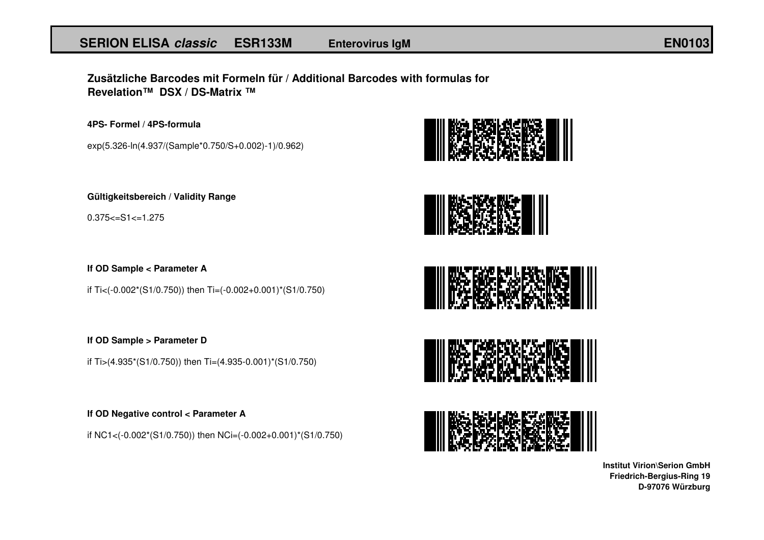**SERION ELISA *classic* ESR133M Enterovirus IgM EN0103**

### Zusätzliche Barcodes mit Formeln für / Additional Barcodes with formulas for Revelation™ DSX / DS-Matrix ™

**4PS- Formel / 4PS-formula**

exp(5.326-ln(4.937/(Sample*0.750/S+0.002)-1)/0.962)

**Gültigkeitsbereich / Validity Range**

0.375<=S1<=1.275

**If OD Sample < Parameter A**

if Ti<(-0.002*(S1/0.750)) then Ti=(-0.002+0.001)*(S1/0.750)

**If OD Sample > Parameter D**

if Ti>(4.935*(S1/0.750)) then Ti=(4.935-0.001)*(S1/0.750)

**If OD Negative control < Parameter A**

if NC1<(-0.002*(S1/0.750)) then NCi=(-0.002+0.001)*(S1/0.750)

**Institut Virion\Serion GmbH**
**Friedrich-Bergius-Ring 19**
**D-97076 Würzburg**